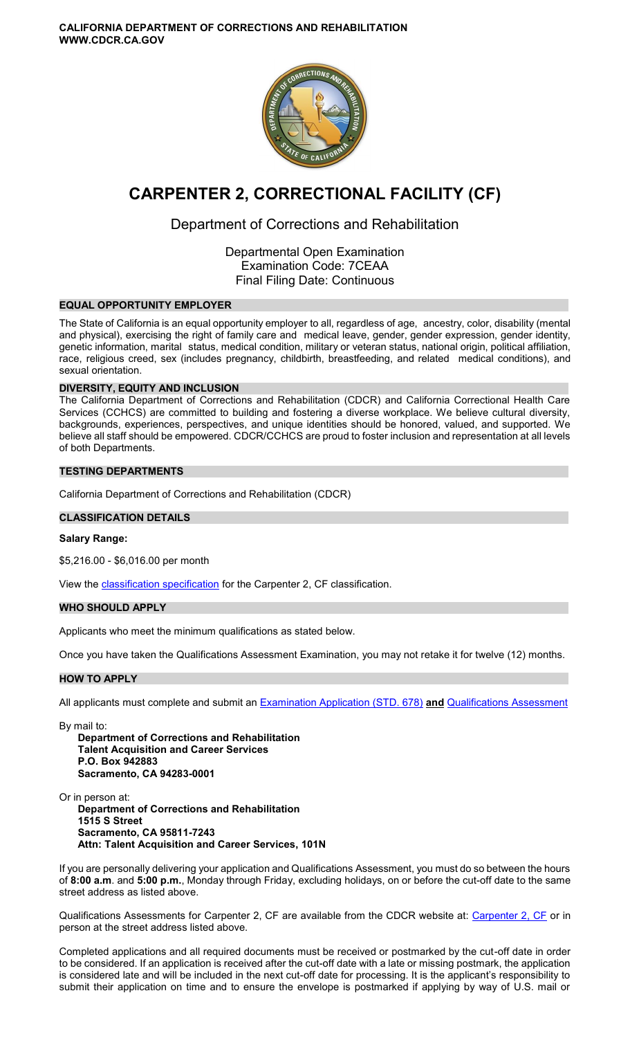**CALIFORNIA DEPARTMENT OF CORRECTIONS AND REHABILITATION**
**WWW.CDCR.CA.GOV**

# CARPENTER 2, CORRECTIONAL FACILITY (CF)

## Department of Corrections and Rehabilitation

Departmental Open Examination
Examination Code: 7CEAA
Final Filing Date: Continuous

### EQUAL OPPORTUNITY EMPLOYER

The State of California is an equal opportunity employer to all, regardless of age, ancestry, color, disability (mental and physical), exercising the right of family care and medical leave, gender, gender expression, gender identity, genetic information, marital status, medical condition, military or veteran status, national origin, political affiliation, race, religious creed, sex (includes pregnancy, childbirth, breastfeeding, and related medical conditions), and sexual orientation.

### DIVERSITY, EQUITY AND INCLUSION

The California Department of Corrections and Rehabilitation (CDCR) and California Correctional Health Care Services (CCHCS) are committed to building and fostering a diverse workplace. We believe cultural diversity, backgrounds, experiences, perspectives, and unique identities should be honored, valued, and supported. We believe all staff should be empowered. CDCR/CCHCS are proud to foster inclusion and representation at all levels of both Departments.

### TESTING DEPARTMENTS

California Department of Corrections and Rehabilitation (CDCR)

### CLASSIFICATION DETAILS

**Salary Range:**

$5,216.00 - $6,016.00 per month

View the classification specification for the Carpenter 2, CF classification.

### WHO SHOULD APPLY

Applicants who meet the minimum qualifications as stated below.

Once you have taken the Qualifications Assessment Examination, you may not retake it for twelve (12) months.

### HOW TO APPLY

All applicants must complete and submit an Examination Application (STD. 678) **and** Qualifications Assessment

By mail to:

**Department of Corrections and Rehabilitation**
**Talent Acquisition and Career Services**
**P.O. Box 942883**
**Sacramento, CA 94283-0001**

Or in person at:

**Department of Corrections and Rehabilitation**
**1515 S Street**
**Sacramento, CA 95811-7243**
**Attn: Talent Acquisition and Career Services, 101N**

If you are personally delivering your application and Qualifications Assessment, you must do so between the hours of **8:00 a.m**. and **5:00 p.m.**, Monday through Friday, excluding holidays, on or before the cut-off date to the same street address as listed above.

Qualifications Assessments for Carpenter 2, CF are available from the CDCR website at: Carpenter 2, CF or in person at the street address listed above.

Completed applications and all required documents must be received or postmarked by the cut-off date in order to be considered. If an application is received after the cut-off date with a late or missing postmark, the application is considered late and will be included in the next cut-off date for processing. It is the applicant's responsibility to submit their application on time and to ensure the envelope is postmarked if applying by way of U.S. mail or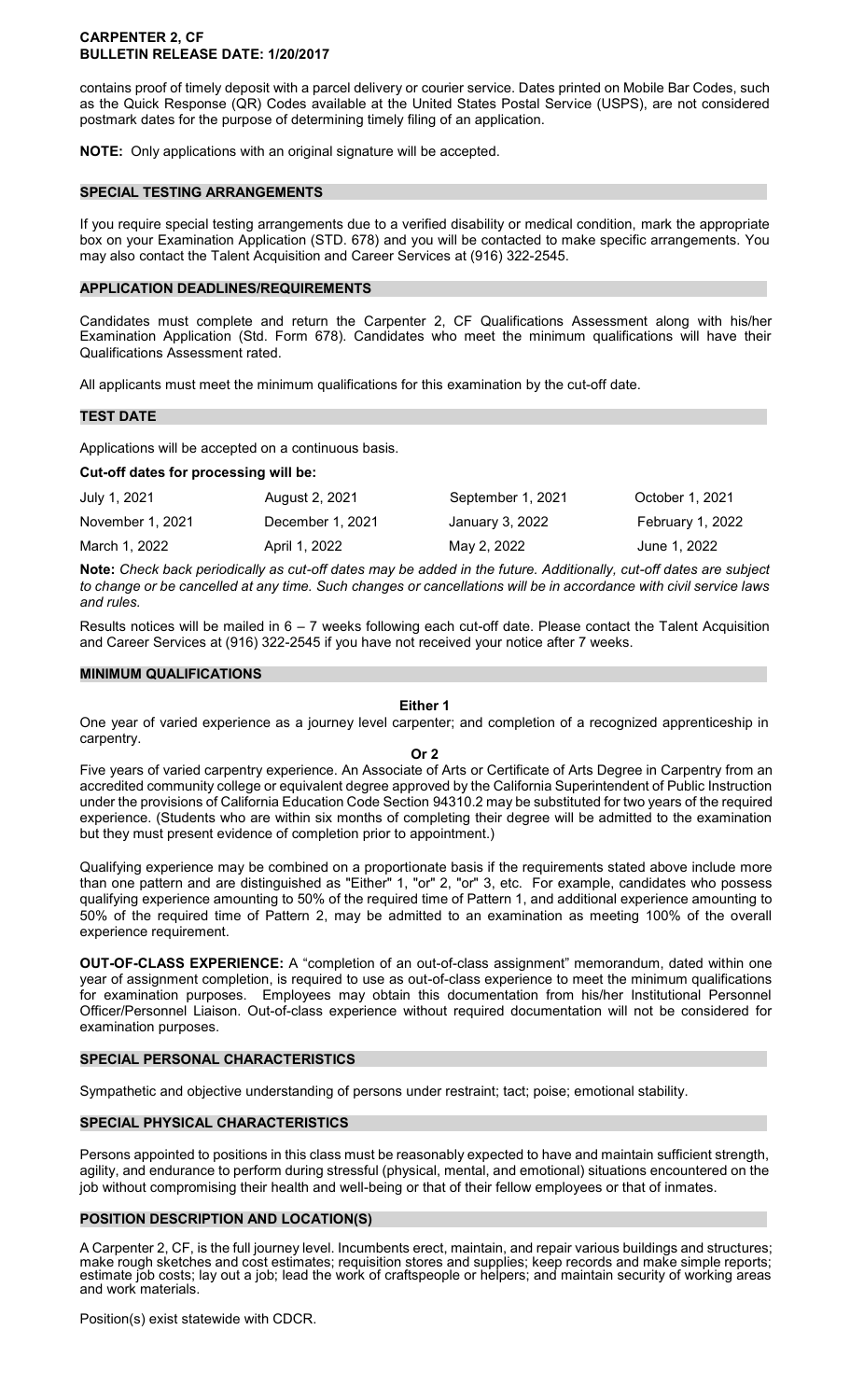contains proof of timely deposit with a parcel delivery or courier service. Dates printed on Mobile Bar Codes, such as the Quick Response (QR) Codes available at the United States Postal Service (USPS), are not considered postmark dates for the purpose of determining timely filing of an application.

**NOTE:** Only applications with an original signature will be accepted.

## SPECIAL TESTING ARRANGEMENTS

If you require special testing arrangements due to a verified disability or medical condition, mark the appropriate box on your Examination Application (STD. 678) and you will be contacted to make specific arrangements. You may also contact the Talent Acquisition and Career Services at (916) 322-2545.

## APPLICATION DEADLINES/REQUIREMENTS

Candidates must complete and return the Carpenter 2, CF Qualifications Assessment along with his/her Examination Application (Std. Form 678). Candidates who meet the minimum qualifications will have their Qualifications Assessment rated.

All applicants must meet the minimum qualifications for this examination by the cut-off date.

## TEST DATE

Applications will be accepted on a continuous basis.

**Cut-off dates for processing will be:**

| | | | |
|---|---|---|---|
| July 1, 2021 | August 2, 2021 | September 1, 2021 | October 1, 2021 |
| November 1, 2021 | December 1, 2021 | January 3, 2022 | February 1, 2022 |
| March 1, 2022 | April 1, 2022 | May 2, 2022 | June 1, 2022 |

**Note:** *Check back periodically as cut-off dates may be added in the future. Additionally, cut-off dates are subject to change or be cancelled at any time. Such changes or cancellations will be in accordance with civil service laws and rules.*

Results notices will be mailed in 6 – 7 weeks following each cut-off date. Please contact the Talent Acquisition and Career Services at (916) 322-2545 if you have not received your notice after 7 weeks.

## MINIMUM QUALIFICATIONS

**Either 1**

One year of varied experience as a journey level carpenter; and completion of a recognized apprenticeship in carpentry.

**Or 2**

Five years of varied carpentry experience. An Associate of Arts or Certificate of Arts Degree in Carpentry from an accredited community college or equivalent degree approved by the California Superintendent of Public Instruction under the provisions of California Education Code Section 94310.2 may be substituted for two years of the required experience. (Students who are within six months of completing their degree will be admitted to the examination but they must present evidence of completion prior to appointment.)

Qualifying experience may be combined on a proportionate basis if the requirements stated above include more than one pattern and are distinguished as "Either" 1, "or" 2, "or" 3, etc. For example, candidates who possess qualifying experience amounting to 50% of the required time of Pattern 1, and additional experience amounting to 50% of the required time of Pattern 2, may be admitted to an examination as meeting 100% of the overall experience requirement.

**OUT-OF-CLASS EXPERIENCE:** A "completion of an out-of-class assignment" memorandum, dated within one year of assignment completion, is required to use as out-of-class experience to meet the minimum qualifications for examination purposes. Employees may obtain this documentation from his/her Institutional Personnel Officer/Personnel Liaison. Out-of-class experience without required documentation will not be considered for examination purposes.

## SPECIAL PERSONAL CHARACTERISTICS

Sympathetic and objective understanding of persons under restraint; tact; poise; emotional stability.

## SPECIAL PHYSICAL CHARACTERISTICS

Persons appointed to positions in this class must be reasonably expected to have and maintain sufficient strength, agility, and endurance to perform during stressful (physical, mental, and emotional) situations encountered on the job without compromising their health and well-being or that of their fellow employees or that of inmates.

## POSITION DESCRIPTION AND LOCATION(S)

A Carpenter 2, CF, is the full journey level. Incumbents erect, maintain, and repair various buildings and structures; make rough sketches and cost estimates; requisition stores and supplies; keep records and make simple reports; estimate job costs; lay out a job; lead the work of craftspeople or helpers; and maintain security of working areas and work materials.

Position(s) exist statewide with CDCR.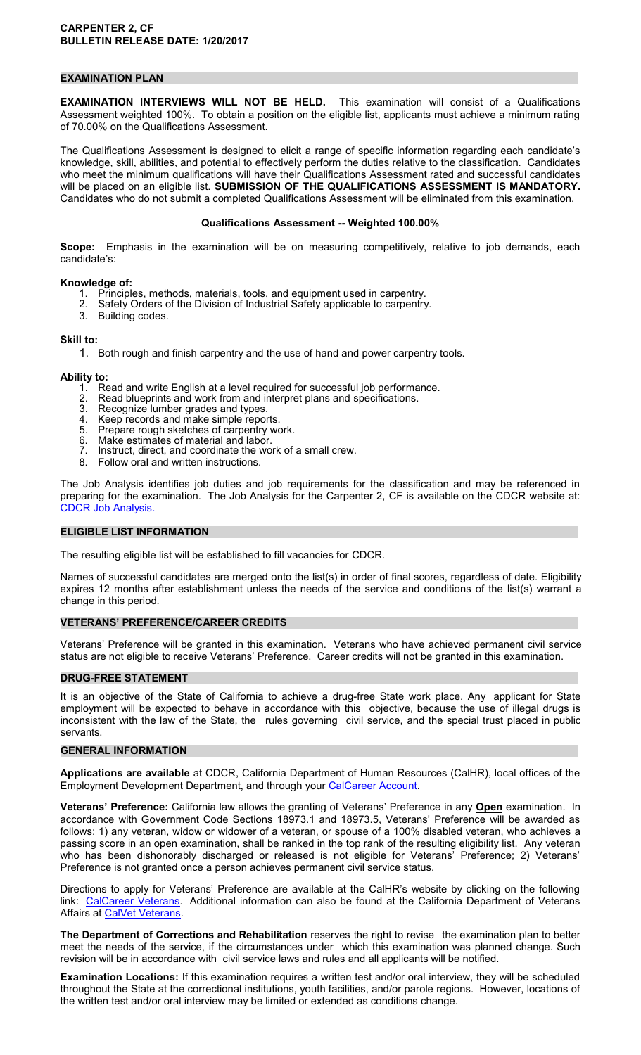**CARPENTER 2, CF**
**BULLETIN RELEASE DATE: 1/20/2017**

## EXAMINATION PLAN

**EXAMINATION INTERVIEWS WILL NOT BE HELD.** This examination will consist of a Qualifications Assessment weighted 100%. To obtain a position on the eligible list, applicants must achieve a minimum rating of 70.00% on the Qualifications Assessment.

The Qualifications Assessment is designed to elicit a range of specific information regarding each candidate's knowledge, skill, abilities, and potential to effectively perform the duties relative to the classification. Candidates who meet the minimum qualifications will have their Qualifications Assessment rated and successful candidates will be placed on an eligible list. **SUBMISSION OF THE QUALIFICATIONS ASSESSMENT IS MANDATORY.** Candidates who do not submit a completed Qualifications Assessment will be eliminated from this examination.

### Qualifications Assessment -- Weighted 100.00%

**Scope:** Emphasis in the examination will be on measuring competitively, relative to job demands, each candidate's:

**Knowledge of:**

1. Principles, methods, materials, tools, and equipment used in carpentry.
2. Safety Orders of the Division of Industrial Safety applicable to carpentry.
3. Building codes.

**Skill to:**

1. Both rough and finish carpentry and the use of hand and power carpentry tools.

**Ability to:**

1. Read and write English at a level required for successful job performance.
2. Read blueprints and work from and interpret plans and specifications.
3. Recognize lumber grades and types.
4. Keep records and make simple reports.
5. Prepare rough sketches of carpentry work.
6. Make estimates of material and labor.
7. Instruct, direct, and coordinate the work of a small crew.
8. Follow oral and written instructions.

The Job Analysis identifies job duties and job requirements for the classification and may be referenced in preparing for the examination. The Job Analysis for the Carpenter 2, CF is available on the CDCR website at: CDCR Job Analysis.

## ELIGIBLE LIST INFORMATION

The resulting eligible list will be established to fill vacancies for CDCR.

Names of successful candidates are merged onto the list(s) in order of final scores, regardless of date. Eligibility expires 12 months after establishment unless the needs of the service and conditions of the list(s) warrant a change in this period.

## VETERANS' PREFERENCE/CAREER CREDITS

Veterans' Preference will be granted in this examination. Veterans who have achieved permanent civil service status are not eligible to receive Veterans' Preference. Career credits will not be granted in this examination.

## DRUG-FREE STATEMENT

It is an objective of the State of California to achieve a drug-free State work place. Any applicant for State employment will be expected to behave in accordance with this objective, because the use of illegal drugs is inconsistent with the law of the State, the rules governing civil service, and the special trust placed in public servants.

## GENERAL INFORMATION

**Applications are available** at CDCR, California Department of Human Resources (CalHR), local offices of the Employment Development Department, and through your CalCareer Account.

**Veterans' Preference:** California law allows the granting of Veterans' Preference in any **Open** examination. In accordance with Government Code Sections 18973.1 and 18973.5, Veterans' Preference will be awarded as follows: 1) any veteran, widow or widower of a veteran, or spouse of a 100% disabled veteran, who achieves a passing score in an open examination, shall be ranked in the top rank of the resulting eligibility list. Any veteran who has been dishonorably discharged or released is not eligible for Veterans' Preference; 2) Veterans' Preference is not granted once a person achieves permanent civil service status.

Directions to apply for Veterans' Preference are available at the CalHR's website by clicking on the following link: CalCareer Veterans. Additional information can also be found at the California Department of Veterans Affairs at CalVet Veterans.

**The Department of Corrections and Rehabilitation** reserves the right to revise the examination plan to better meet the needs of the service, if the circumstances under which this examination was planned change. Such revision will be in accordance with civil service laws and rules and all applicants will be notified.

**Examination Locations:** If this examination requires a written test and/or oral interview, they will be scheduled throughout the State at the correctional institutions, youth facilities, and/or parole regions. However, locations of the written test and/or oral interview may be limited or extended as conditions change.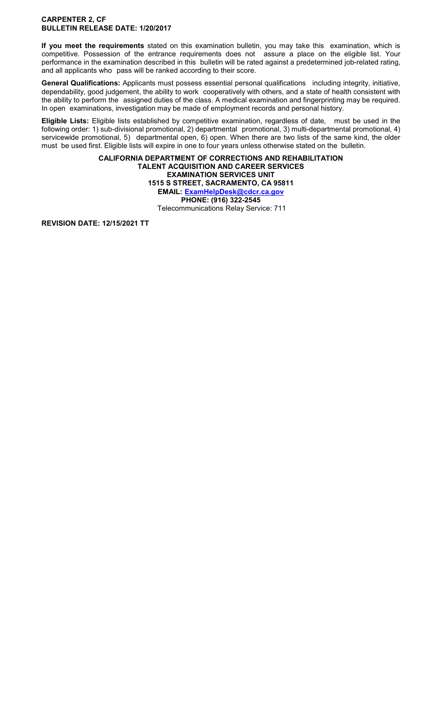**CARPENTER 2, CF**
**BULLETIN RELEASE DATE: 1/20/2017**

**If you meet the requirements** stated on this examination bulletin, you may take this examination, which is competitive. Possession of the entrance requirements does not assure a place on the eligible list. Your performance in the examination described in this bulletin will be rated against a predetermined job-related rating, and all applicants who pass will be ranked according to their score.

**General Qualifications:** Applicants must possess essential personal qualifications including integrity, initiative, dependability, good judgement, the ability to work cooperatively with others, and a state of health consistent with the ability to perform the assigned duties of the class. A medical examination and fingerprinting may be required. In open examinations, investigation may be made of employment records and personal history.

**Eligible Lists:** Eligible lists established by competitive examination, regardless of date, must be used in the following order: 1) sub-divisional promotional, 2) departmental promotional, 3) multi-departmental promotional, 4) servicewide promotional, 5) departmental open, 6) open. When there are two lists of the same kind, the older must be used first. Eligible lists will expire in one to four years unless otherwise stated on the bulletin.

**CALIFORNIA DEPARTMENT OF CORRECTIONS AND REHABILITATION**
**TALENT ACQUISITION AND CAREER SERVICES**
**EXAMINATION SERVICES UNIT**
**1515 S STREET, SACRAMENTO, CA 95811**
**EMAIL: ExamHelpDesk@cdcr.ca.gov**
**PHONE: (916) 322-2545**
Telecommunications Relay Service: 711

**REVISION DATE: 12/15/2021 TT**